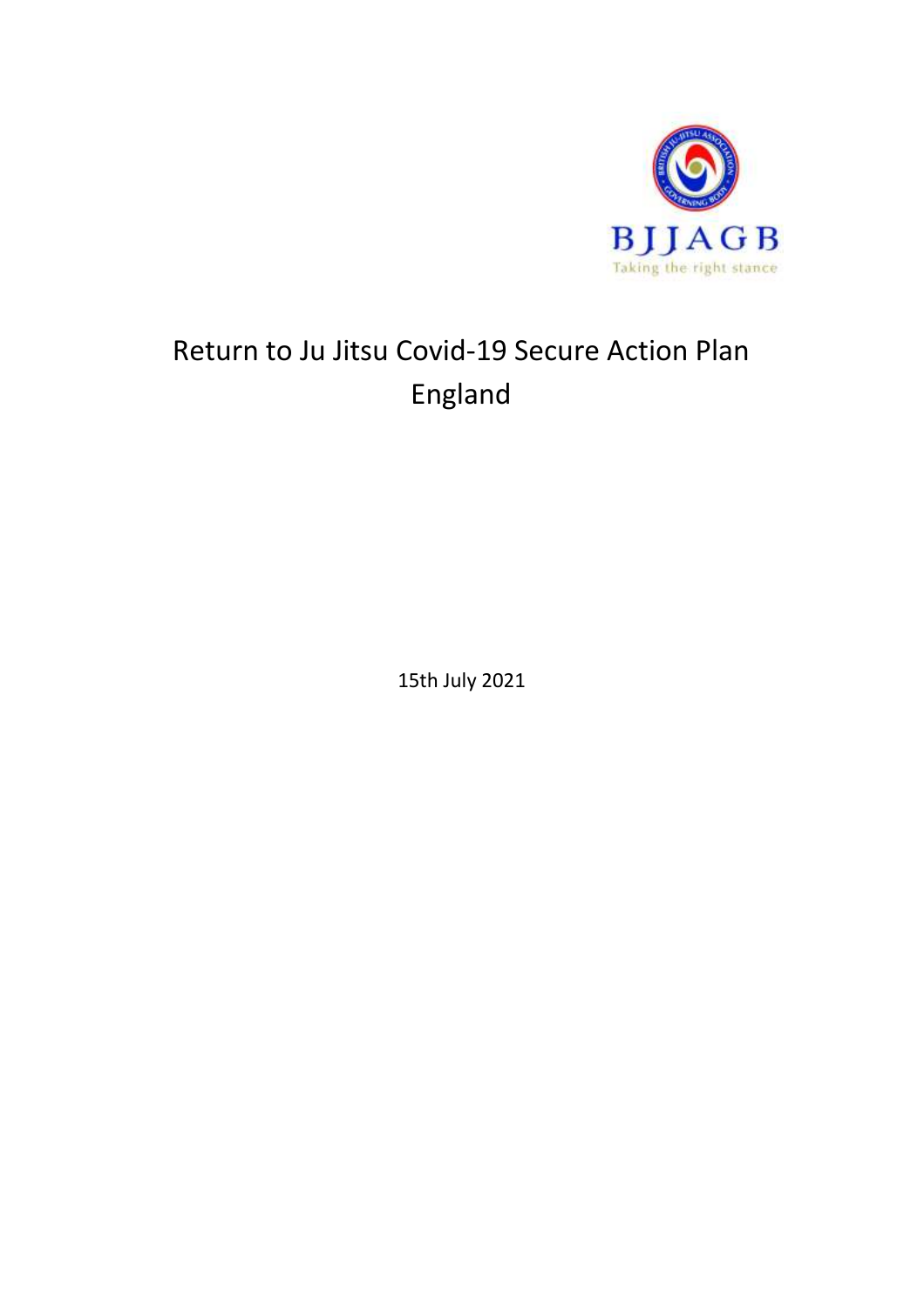BJJAGB

Taking the right stance

# Return to Ju Jitsu Covid-19 Secure Action Plan England

15th July 2021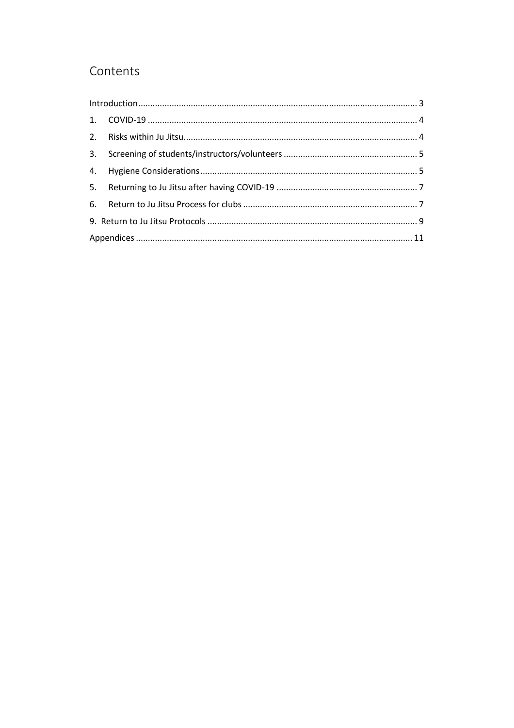# Contents

Introduction .......... 3

1. COVID-19 .......... 4
2. Risks within Ju Jitsu .......... 4
3. Screening of students/instructors/volunteers .......... 5
4. Hygiene Considerations .......... 5
5. Returning to Ju Jitsu after having COVID-19 .......... 7
6. Return to Ju Jitsu Process for clubs .......... 7

9. Return to Ju Jitsu Protocols .......... 9

Appendices .......... 11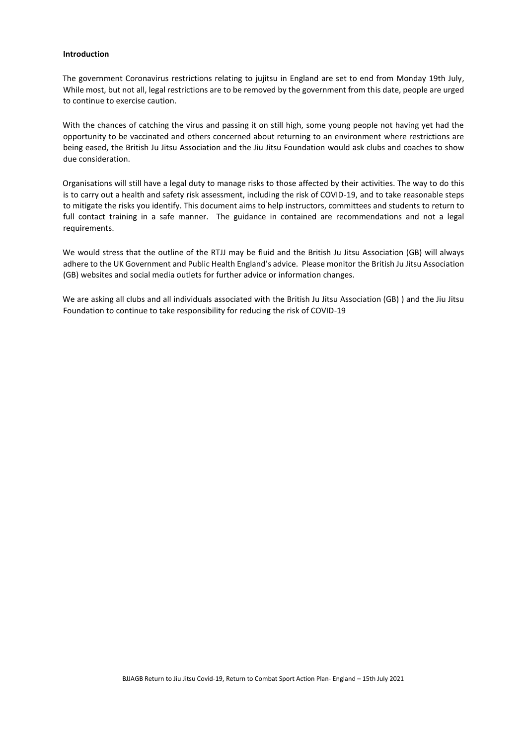**Introduction**

The government Coronavirus restrictions relating to jujitsu in England are set to end from Monday 19th July, While most, but not all, legal restrictions are to be removed by the government from this date, people are urged to continue to exercise caution.

With the chances of catching the virus and passing it on still high, some young people not having yet had the opportunity to be vaccinated and others concerned about returning to an environment where restrictions are being eased, the British Ju Jitsu Association and the Jiu Jitsu Foundation would ask clubs and coaches to show due consideration.

Organisations will still have a legal duty to manage risks to those affected by their activities. The way to do this is to carry out a health and safety risk assessment, including the risk of COVID-19, and to take reasonable steps to mitigate the risks you identify. This document aims to help instructors, committees and students to return to full contact training in a safe manner. The guidance in contained are recommendations and not a legal requirements.

We would stress that the outline of the RTJJ may be fluid and the British Ju Jitsu Association (GB) will always adhere to the UK Government and Public Health England's advice. Please monitor the British Ju Jitsu Association (GB) websites and social media outlets for further advice or information changes.

We are asking all clubs and all individuals associated with the British Ju Jitsu Association (GB) ) and the Jiu Jitsu Foundation to continue to take responsibility for reducing the risk of COVID-19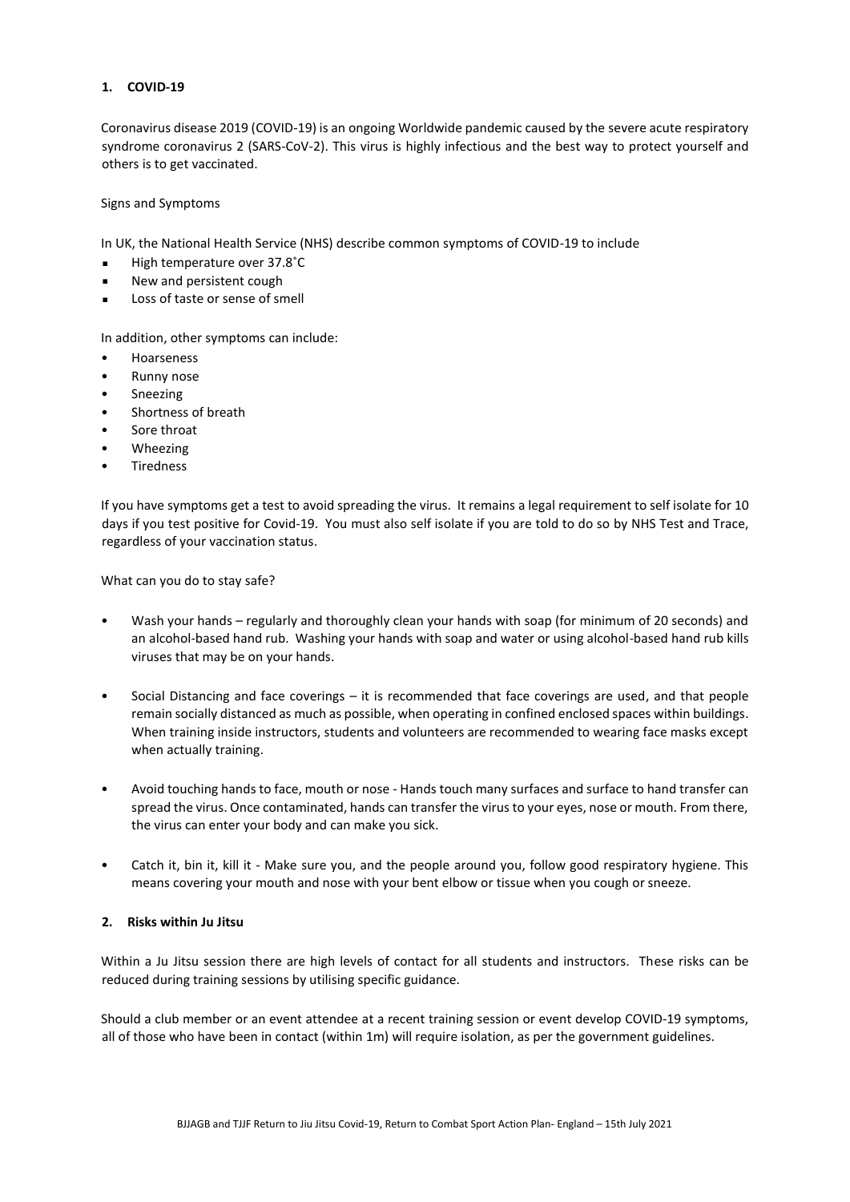## 1. COVID-19

Coronavirus disease 2019 (COVID-19) is an ongoing Worldwide pandemic caused by the severe acute respiratory syndrome coronavirus 2 (SARS-CoV-2). This virus is highly infectious and the best way to protect yourself and others is to get vaccinated.

Signs and Symptoms

In UK, the National Health Service (NHS) describe common symptoms of COVID-19 to include

- High temperature over 37.8˚C
- New and persistent cough
- Loss of taste or sense of smell

In addition, other symptoms can include:

- Hoarseness
- Runny nose
- Sneezing
- Shortness of breath
- Sore throat
- Wheezing
- Tiredness

If you have symptoms get a test to avoid spreading the virus. It remains a legal requirement to self isolate for 10 days if you test positive for Covid-19. You must also self isolate if you are told to do so by NHS Test and Trace, regardless of your vaccination status.

What can you do to stay safe?

- Wash your hands – regularly and thoroughly clean your hands with soap (for minimum of 20 seconds) and an alcohol-based hand rub. Washing your hands with soap and water or using alcohol-based hand rub kills viruses that may be on your hands.

- Social Distancing and face coverings – it is recommended that face coverings are used, and that people remain socially distanced as much as possible, when operating in confined enclosed spaces within buildings. When training inside instructors, students and volunteers are recommended to wearing face masks except when actually training.

- Avoid touching hands to face, mouth or nose - Hands touch many surfaces and surface to hand transfer can spread the virus. Once contaminated, hands can transfer the virus to your eyes, nose or mouth. From there, the virus can enter your body and can make you sick.

- Catch it, bin it, kill it - Make sure you, and the people around you, follow good respiratory hygiene. This means covering your mouth and nose with your bent elbow or tissue when you cough or sneeze.

## 2. Risks within Ju Jitsu

Within a Ju Jitsu session there are high levels of contact for all students and instructors. These risks can be reduced during training sessions by utilising specific guidance.

Should a club member or an event attendee at a recent training session or event develop COVID-19 symptoms, all of those who have been in contact (within 1m) will require isolation, as per the government guidelines.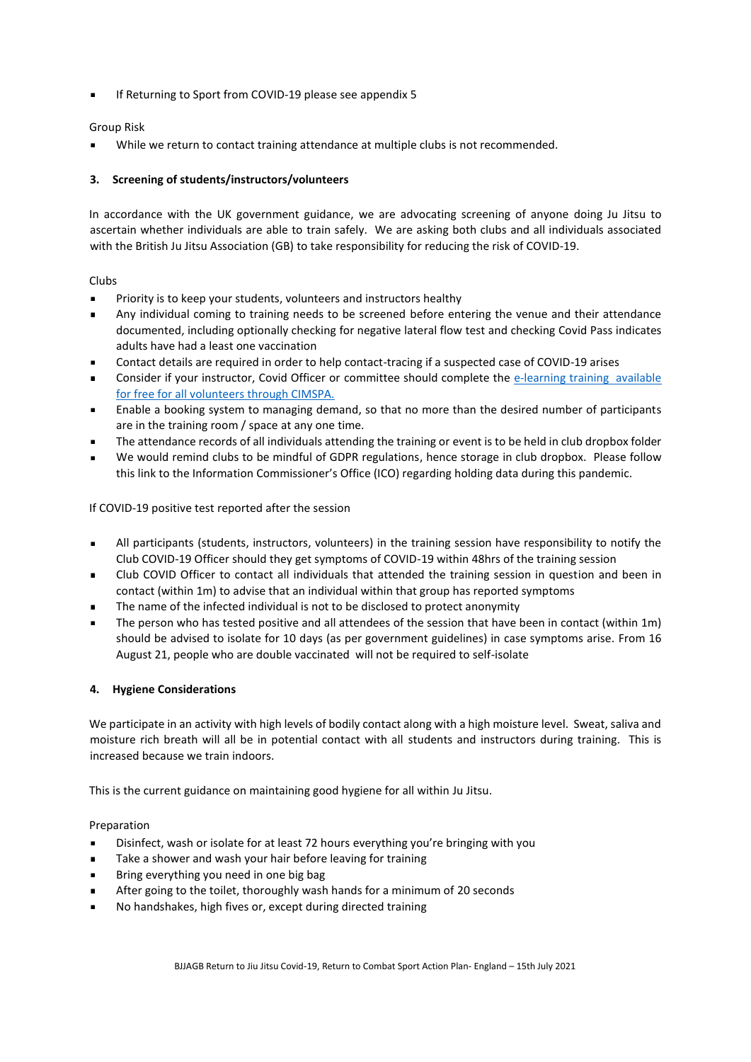- If Returning to Sport from COVID-19 please see appendix 5

Group Risk

- While we return to contact training attendance at multiple clubs is not recommended.

### 3. Screening of students/instructors/volunteers

In accordance with the UK government guidance, we are advocating screening of anyone doing Ju Jitsu to ascertain whether individuals are able to train safely. We are asking both clubs and all individuals associated with the British Ju Jitsu Association (GB) to take responsibility for reducing the risk of COVID-19.

Clubs

- Priority is to keep your students, volunteers and instructors healthy
- Any individual coming to training needs to be screened before entering the venue and their attendance documented, including optionally checking for negative lateral flow test and checking Covid Pass indicates adults have had a least one vaccination
- Contact details are required in order to help contact-tracing if a suspected case of COVID-19 arises
- Consider if your instructor, Covid Officer or committee should complete the [e-learning training available for free for all volunteers through CIMSPA.]()
- Enable a booking system to managing demand, so that no more than the desired number of participants are in the training room / space at any one time.
- The attendance records of all individuals attending the training or event is to be held in club dropbox folder
- We would remind clubs to be mindful of GDPR regulations, hence storage in club dropbox. Please follow this link to the Information Commissioner's Office (ICO) regarding holding data during this pandemic.

If COVID-19 positive test reported after the session

- All participants (students, instructors, volunteers) in the training session have responsibility to notify the Club COVID-19 Officer should they get symptoms of COVID-19 within 48hrs of the training session
- Club COVID Officer to contact all individuals that attended the training session in question and been in contact (within 1m) to advise that an individual within that group has reported symptoms
- The name of the infected individual is not to be disclosed to protect anonymity
- The person who has tested positive and all attendees of the session that have been in contact (within 1m) should be advised to isolate for 10 days (as per government guidelines) in case symptoms arise. From 16 August 21, people who are double vaccinated will not be required to self-isolate

### 4. Hygiene Considerations

We participate in an activity with high levels of bodily contact along with a high moisture level. Sweat, saliva and moisture rich breath will all be in potential contact with all students and instructors during training. This is increased because we train indoors.

This is the current guidance on maintaining good hygiene for all within Ju Jitsu.

Preparation

- Disinfect, wash or isolate for at least 72 hours everything you're bringing with you
- Take a shower and wash your hair before leaving for training
- Bring everything you need in one big bag
- After going to the toilet, thoroughly wash hands for a minimum of 20 seconds
- No handshakes, high fives or, except during directed training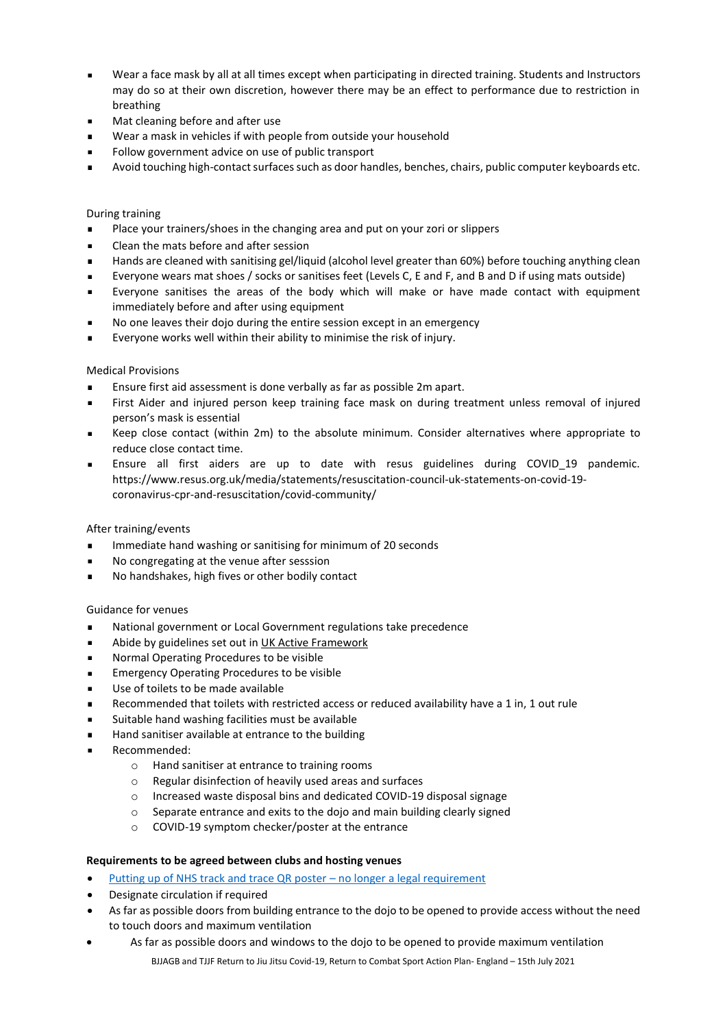- Wear a face mask by all at all times except when participating in directed training. Students and Instructors may do so at their own discretion, however there may be an effect to performance due to restriction in breathing
- Mat cleaning before and after use
- Wear a mask in vehicles if with people from outside your household
- Follow government advice on use of public transport
- Avoid touching high-contact surfaces such as door handles, benches, chairs, public computer keyboards etc.

During training

- Place your trainers/shoes in the changing area and put on your zori or slippers
- Clean the mats before and after session
- Hands are cleaned with sanitising gel/liquid (alcohol level greater than 60%) before touching anything clean
- Everyone wears mat shoes / socks or sanitises feet (Levels C, E and F, and B and D if using mats outside)
- Everyone sanitises the areas of the body which will make or have made contact with equipment immediately before and after using equipment
- No one leaves their dojo during the entire session except in an emergency
- Everyone works well within their ability to minimise the risk of injury.

Medical Provisions

- Ensure first aid assessment is done verbally as far as possible 2m apart.
- First Aider and injured person keep training face mask on during treatment unless removal of injured person's mask is essential
- Keep close contact (within 2m) to the absolute minimum. Consider alternatives where appropriate to reduce close contact time.
- Ensure all first aiders are up to date with resus guidelines during COVID_19 pandemic. https://www.resus.org.uk/media/statements/resuscitation-council-uk-statements-on-covid-19-coronavirus-cpr-and-resuscitation/covid-community/

After training/events

- Immediate hand washing or sanitising for minimum of 20 seconds
- No congregating at the venue after sesssion
- No handshakes, high fives or other bodily contact

Guidance for venues

- National government or Local Government regulations take precedence
- Abide by guidelines set out in UK Active Framework
- Normal Operating Procedures to be visible
- Emergency Operating Procedures to be visible
- Use of toilets to be made available
- Recommended that toilets with restricted access or reduced availability have a 1 in, 1 out rule
- Suitable hand washing facilities must be available
- Hand sanitiser available at entrance to the building
- Recommended:
  - Hand sanitiser at entrance to training rooms
  - Regular disinfection of heavily used areas and surfaces
  - Increased waste disposal bins and dedicated COVID-19 disposal signage
  - Separate entrance and exits to the dojo and main building clearly signed
  - COVID-19 symptom checker/poster at the entrance

**Requirements to be agreed between clubs and hosting venues**

- Putting up of NHS track and trace QR poster – no longer a legal requirement
- Designate circulation if required
- As far as possible doors from building entrance to the dojo to be opened to provide access without the need to touch doors and maximum ventilation
- As far as possible doors and windows to the dojo to be opened to provide maximum ventilation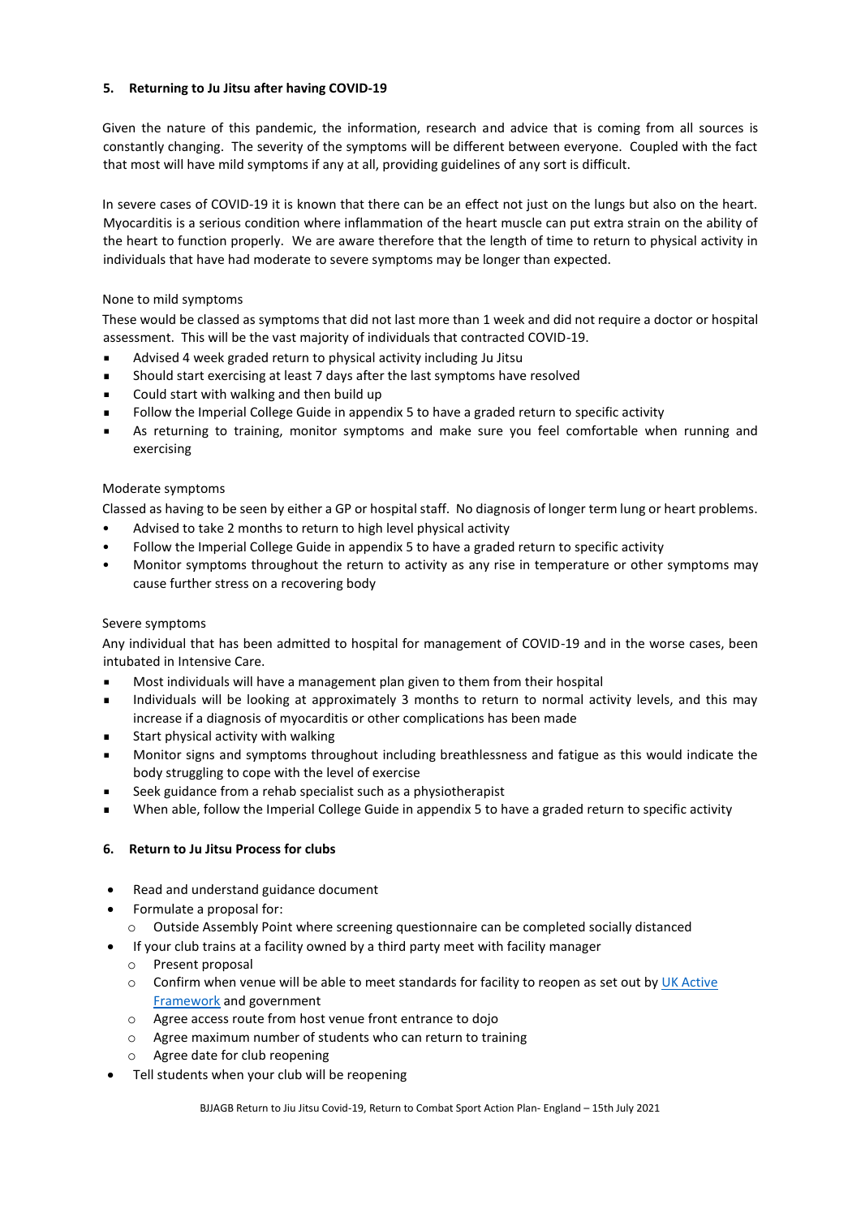## 5. Returning to Ju Jitsu after having COVID-19

Given the nature of this pandemic, the information, research and advice that is coming from all sources is constantly changing. The severity of the symptoms will be different between everyone. Coupled with the fact that most will have mild symptoms if any at all, providing guidelines of any sort is difficult.

In severe cases of COVID-19 it is known that there can be an effect not just on the lungs but also on the heart. Myocarditis is a serious condition where inflammation of the heart muscle can put extra strain on the ability of the heart to function properly. We are aware therefore that the length of time to return to physical activity in individuals that have had moderate to severe symptoms may be longer than expected.

None to mild symptoms

These would be classed as symptoms that did not last more than 1 week and did not require a doctor or hospital assessment. This will be the vast majority of individuals that contracted COVID-19.

- Advised 4 week graded return to physical activity including Ju Jitsu
- Should start exercising at least 7 days after the last symptoms have resolved
- Could start with walking and then build up
- Follow the Imperial College Guide in appendix 5 to have a graded return to specific activity
- As returning to training, monitor symptoms and make sure you feel comfortable when running and exercising

Moderate symptoms

Classed as having to be seen by either a GP or hospital staff. No diagnosis of longer term lung or heart problems.

- Advised to take 2 months to return to high level physical activity
- Follow the Imperial College Guide in appendix 5 to have a graded return to specific activity
- Monitor symptoms throughout the return to activity as any rise in temperature or other symptoms may cause further stress on a recovering body

Severe symptoms

Any individual that has been admitted to hospital for management of COVID-19 and in the worse cases, been intubated in Intensive Care.

- Most individuals will have a management plan given to them from their hospital
- Individuals will be looking at approximately 3 months to return to normal activity levels, and this may increase if a diagnosis of myocarditis or other complications has been made
- Start physical activity with walking
- Monitor signs and symptoms throughout including breathlessness and fatigue as this would indicate the body struggling to cope with the level of exercise
- Seek guidance from a rehab specialist such as a physiotherapist
- When able, follow the Imperial College Guide in appendix 5 to have a graded return to specific activity

## 6. Return to Ju Jitsu Process for clubs

- Read and understand guidance document
- Formulate a proposal for:
  - Outside Assembly Point where screening questionnaire can be completed socially distanced
- If your club trains at a facility owned by a third party meet with facility manager
  - Present proposal
  - Confirm when venue will be able to meet standards for facility to reopen as set out by UK Active Framework and government
  - Agree access route from host venue front entrance to dojo
  - Agree maximum number of students who can return to training
  - Agree date for club reopening
- Tell students when your club will be reopening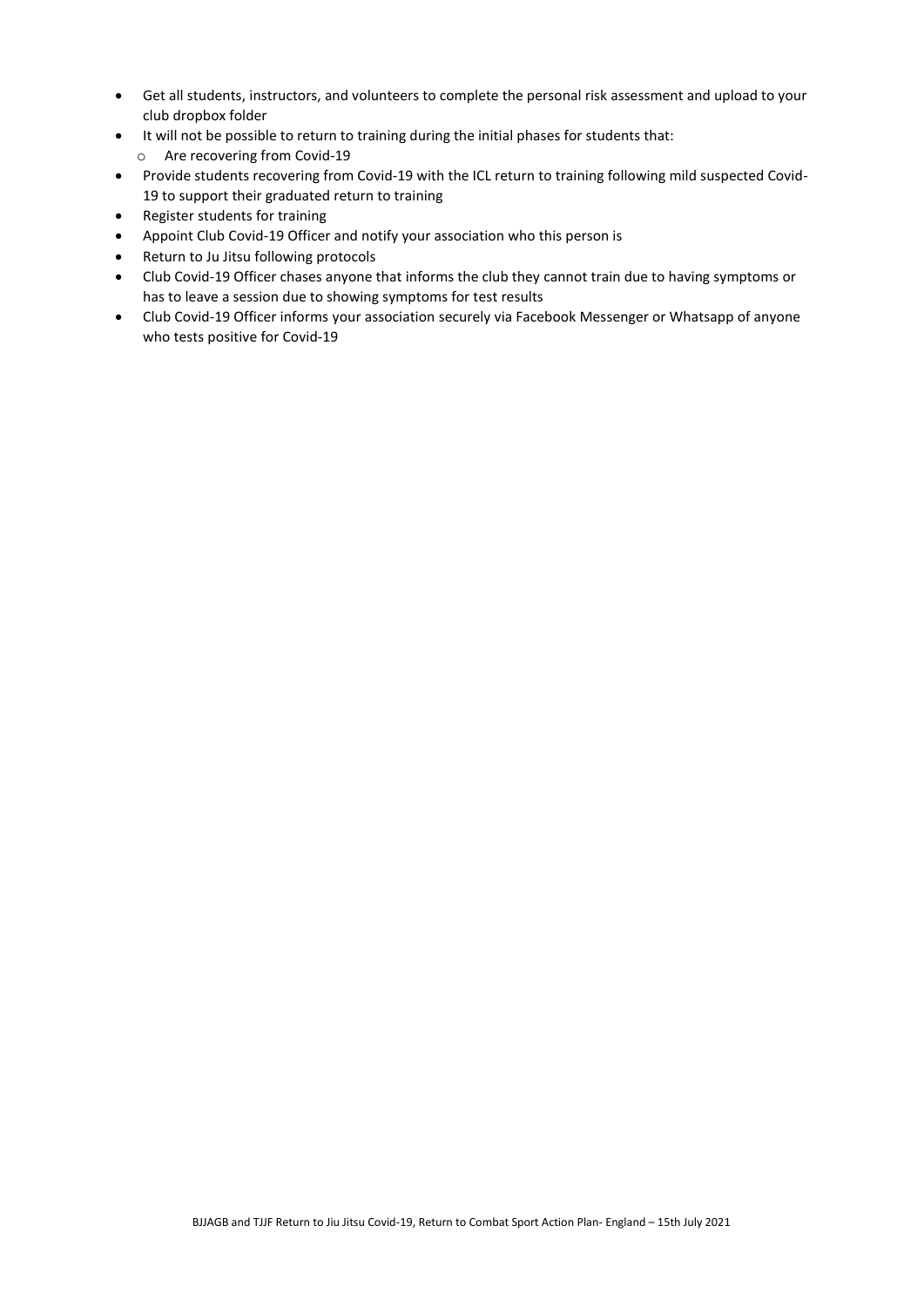- Get all students, instructors, and volunteers to complete the personal risk assessment and upload to your club dropbox folder
- It will not be possible to return to training during the initial phases for students that:
  - Are recovering from Covid-19
- Provide students recovering from Covid-19 with the ICL return to training following mild suspected Covid-19 to support their graduated return to training
- Register students for training
- Appoint Club Covid-19 Officer and notify your association who this person is
- Return to Ju Jitsu following protocols
- Club Covid-19 Officer chases anyone that informs the club they cannot train due to having symptoms or has to leave a session due to showing symptoms for test results
- Club Covid-19 Officer informs your association securely via Facebook Messenger or Whatsapp of anyone who tests positive for Covid-19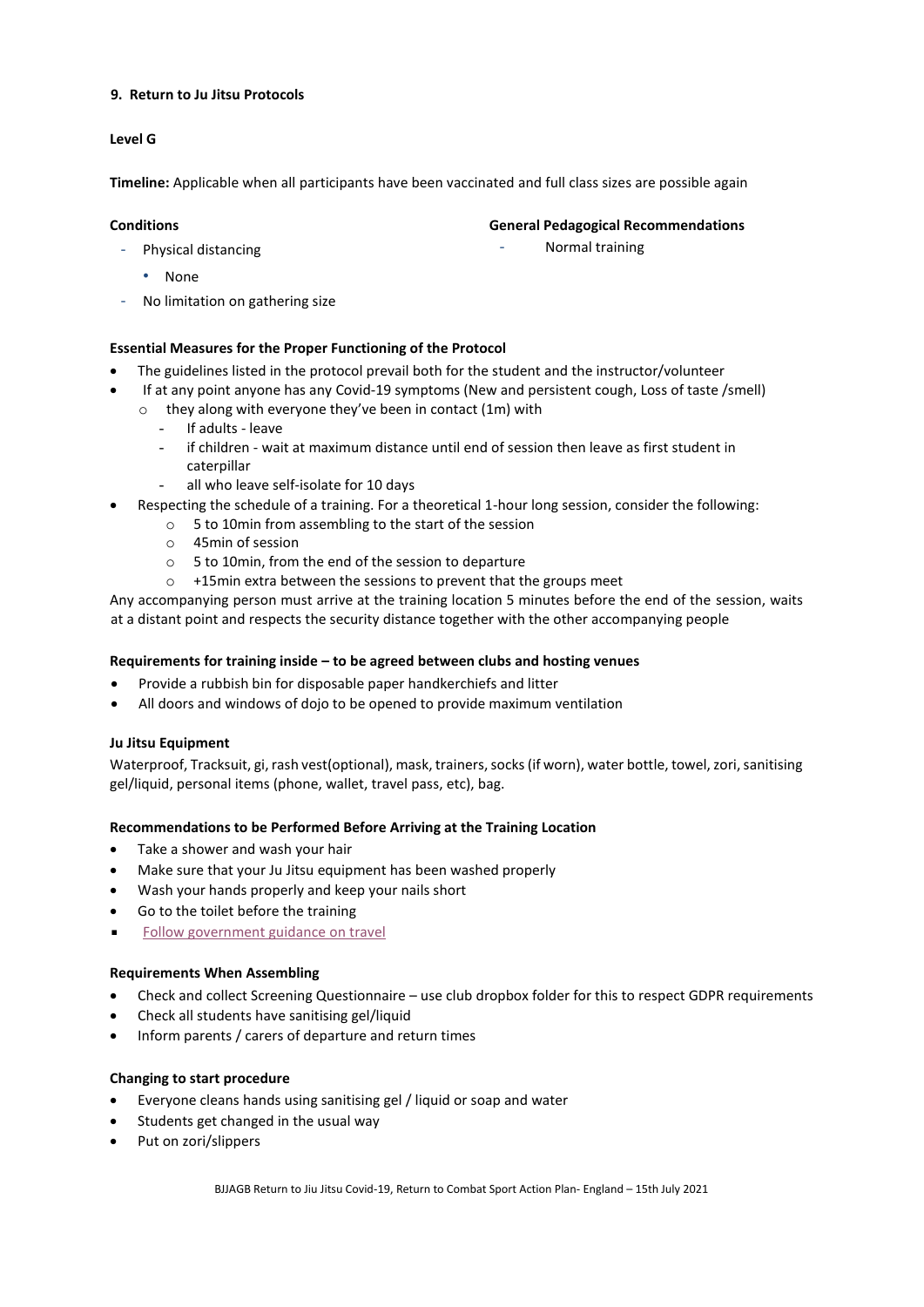**9. Return to Ju Jitsu Protocols**

**Level G**

**Timeline:** Applicable when all participants have been vaccinated and full class sizes are possible again

**Conditions**

- Physical distancing
  - None
- No limitation on gathering size

**General Pedagogical Recommendations**

- Normal training

**Essential Measures for the Proper Functioning of the Protocol**

- The guidelines listed in the protocol prevail both for the student and the instructor/volunteer
- If at any point anyone has any Covid-19 symptoms (New and persistent cough, Loss of taste /smell)
  - they along with everyone they've been in contact (1m) with
    - If adults - leave
    - if children - wait at maximum distance until end of session then leave as first student in caterpillar
    - all who leave self-isolate for 10 days
- Respecting the schedule of a training. For a theoretical 1-hour long session, consider the following:
  - 5 to 10min from assembling to the start of the session
  - 45min of session
  - 5 to 10min, from the end of the session to departure
  - +15min extra between the sessions to prevent that the groups meet

Any accompanying person must arrive at the training location 5 minutes before the end of the session, waits at a distant point and respects the security distance together with the other accompanying people

**Requirements for training inside – to be agreed between clubs and hosting venues**

- Provide a rubbish bin for disposable paper handkerchiefs and litter
- All doors and windows of dojo to be opened to provide maximum ventilation

**Ju Jitsu Equipment**

Waterproof, Tracksuit, gi, rash vest(optional), mask, trainers, socks (if worn), water bottle, towel, zori, sanitising gel/liquid, personal items (phone, wallet, travel pass, etc), bag.

**Recommendations to be Performed Before Arriving at the Training Location**

- Take a shower and wash your hair
- Make sure that your Ju Jitsu equipment has been washed properly
- Wash your hands properly and keep your nails short
- Go to the toilet before the training
- Follow government guidance on travel

**Requirements When Assembling**

- Check and collect Screening Questionnaire – use club dropbox folder for this to respect GDPR requirements
- Check all students have sanitising gel/liquid
- Inform parents / carers of departure and return times

**Changing to start procedure**

- Everyone cleans hands using sanitising gel / liquid or soap and water
- Students get changed in the usual way
- Put on zori/slippers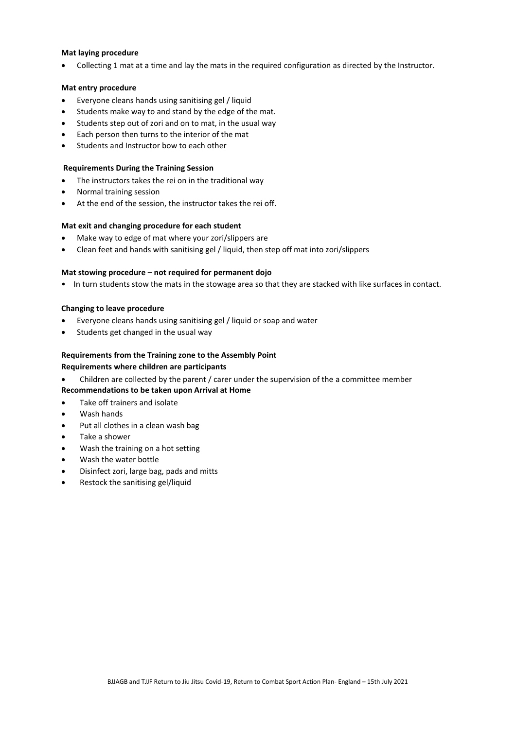**Mat laying procedure**

- Collecting 1 mat at a time and lay the mats in the required configuration as directed by the Instructor.

**Mat entry procedure**

- Everyone cleans hands using sanitising gel / liquid
- Students make way to and stand by the edge of the mat.
- Students step out of zori and on to mat, in the usual way
- Each person then turns to the interior of the mat
- Students and Instructor bow to each other

**Requirements During the Training Session**

- The instructors takes the rei on in the traditional way
- Normal training session
- At the end of the session, the instructor takes the rei off.

**Mat exit and changing procedure for each student**

- Make way to edge of mat where your zori/slippers are
- Clean feet and hands with sanitising gel / liquid, then step off mat into zori/slippers

**Mat stowing procedure – not required for permanent dojo**

- In turn students stow the mats in the stowage area so that they are stacked with like surfaces in contact.

**Changing to leave procedure**

- Everyone cleans hands using sanitising gel / liquid or soap and water
- Students get changed in the usual way

**Requirements from the Training zone to the Assembly Point**

**Requirements where children are participants**

- Children are collected by the parent / carer under the supervision of the a committee member

**Recommendations to be taken upon Arrival at Home**

- Take off trainers and isolate
- Wash hands
- Put all clothes in a clean wash bag
- Take a shower
- Wash the training on a hot setting
- Wash the water bottle
- Disinfect zori, large bag, pads and mitts
- Restock the sanitising gel/liquid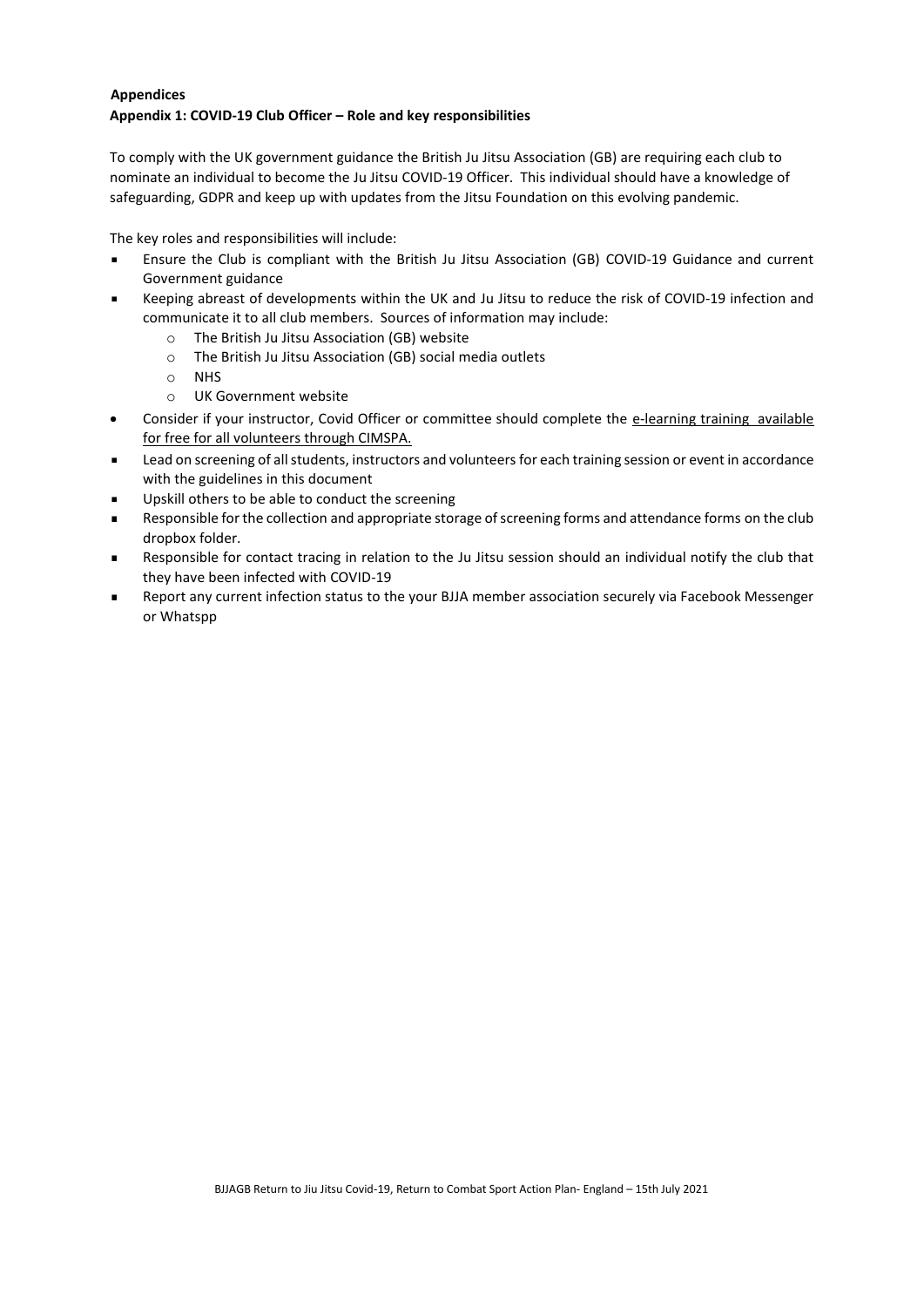**Appendices**

**Appendix 1: COVID-19 Club Officer – Role and key responsibilities**

To comply with the UK government guidance the British Ju Jitsu Association (GB) are requiring each club to nominate an individual to become the Ju Jitsu COVID-19 Officer. This individual should have a knowledge of safeguarding, GDPR and keep up with updates from the Jitsu Foundation on this evolving pandemic.

The key roles and responsibilities will include:

- Ensure the Club is compliant with the British Ju Jitsu Association (GB) COVID-19 Guidance and current Government guidance
- Keeping abreast of developments within the UK and Ju Jitsu to reduce the risk of COVID-19 infection and communicate it to all club members. Sources of information may include:
  - The British Ju Jitsu Association (GB) website
  - The British Ju Jitsu Association (GB) social media outlets
  - NHS
  - UK Government website
- Consider if your instructor, Covid Officer or committee should complete the e-learning training available for free for all volunteers through CIMSPA.
- Lead on screening of all students, instructors and volunteers for each training session or event in accordance with the guidelines in this document
- Upskill others to be able to conduct the screening
- Responsible for the collection and appropriate storage of screening forms and attendance forms on the club dropbox folder.
- Responsible for contact tracing in relation to the Ju Jitsu session should an individual notify the club that they have been infected with COVID-19
- Report any current infection status to the your BJJA member association securely via Facebook Messenger or Whatspp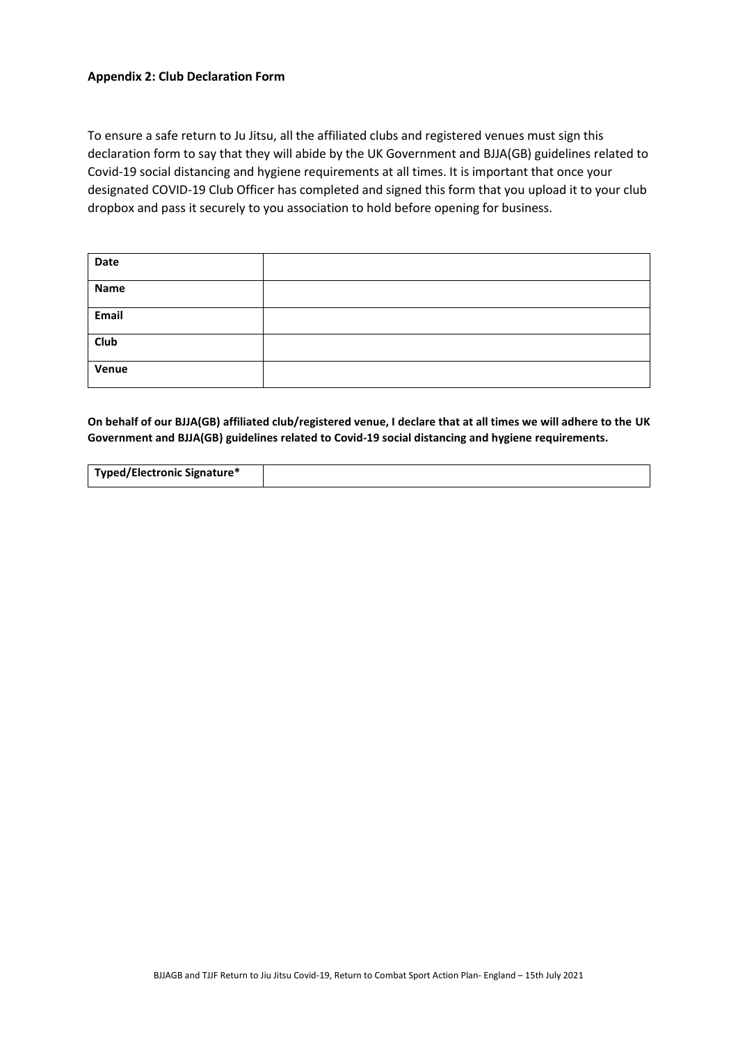**Appendix 2: Club Declaration Form**

To ensure a safe return to Ju Jitsu, all the affiliated clubs and registered venues must sign this declaration form to say that they will abide by the UK Government and BJJA(GB) guidelines related to Covid-19 social distancing and hygiene requirements at all times. It is important that once your designated COVID-19 Club Officer has completed and signed this form that you upload it to your club dropbox and pass it securely to you association to hold before opening for business.

| **Date** | |
|---|---|
| **Name** | |
| **Email** | |
| **Club** | |
| **Venue** | |

**On behalf of our BJJA(GB) affiliated club/registered venue, I declare that at all times we will adhere to the UK Government and BJJA(GB) guidelines related to Covid-19 social distancing and hygiene requirements.**

| **Typed/Electronic Signature*** | |
|---|---|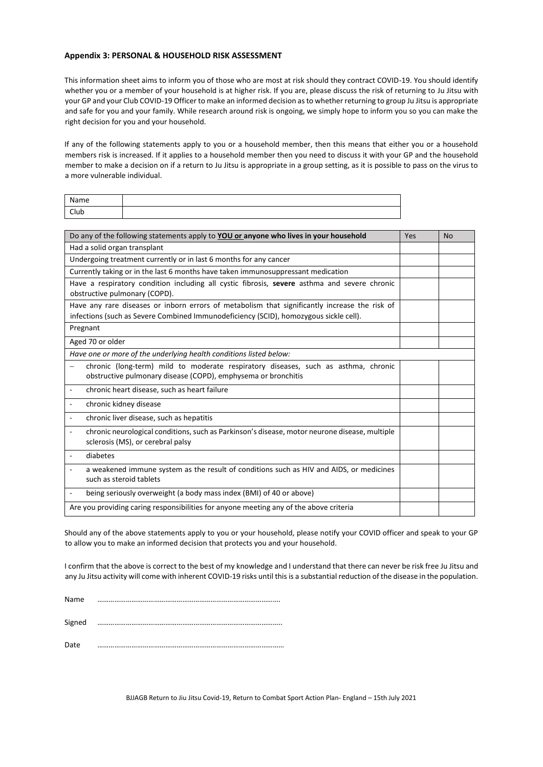**Appendix 3: PERSONAL & HOUSEHOLD RISK ASSESSMENT**

This information sheet aims to inform you of those who are most at risk should they contract COVID-19. You should identify whether you or a member of your household is at higher risk. If you are, please discuss the risk of returning to Ju Jitsu with your GP and your Club COVID-19 Officer to make an informed decision as to whether returning to group Ju Jitsu is appropriate and safe for you and your family. While research around risk is ongoing, we simply hope to inform you so you can make the right decision for you and your household.

If any of the following statements apply to you or a household member, then this means that either you or a household members risk is increased. If it applies to a household member then you need to discuss it with your GP and the household member to make a decision on if a return to Ju Jitsu is appropriate in a group setting, as it is possible to pass on the virus to a more vulnerable individual.

| Name | |
|---|---|
| Club | |

| Do any of the following statements apply to **YOU or** anyone who lives in your household | Yes | No |
|---|---|---|
| Had a solid organ transplant | | |
| Undergoing treatment currently or in last 6 months for any cancer | | |
| Currently taking or in the last 6 months have taken immunosuppressant medication | | |
| Have a respiratory condition including all cystic fibrosis, **severe** asthma and severe chronic obstructive pulmonary (COPD). | | |
| Have any rare diseases or inborn errors of metabolism that significantly increase the risk of infections (such as Severe Combined Immunodeficiency (SCID), homozygous sickle cell). | | |
| Pregnant | | |
| Aged 70 or older | | |
| *Have one or more of the underlying health conditions listed below:* | | |
| – chronic (long-term) mild to moderate respiratory diseases, such as asthma, chronic obstructive pulmonary disease (COPD), emphysema or bronchitis | | |
| - chronic heart disease, such as heart failure | | |
| - chronic kidney disease | | |
| - chronic liver disease, such as hepatitis | | |
| - chronic neurological conditions, such as Parkinson's disease, motor neurone disease, multiple sclerosis (MS), or cerebral palsy | | |
| - diabetes | | |
| - a weakened immune system as the result of conditions such as HIV and AIDS, or medicines such as steroid tablets | | |
| - being seriously overweight (a body mass index (BMI) of 40 or above) | | |
| Are you providing caring responsibilities for anyone meeting any of the above criteria | | |

Should any of the above statements apply to you or your household, please notify your COVID officer and speak to your GP to allow you to make an informed decision that protects you and your household.

I confirm that the above is correct to the best of my knowledge and I understand that there can never be risk free Ju Jitsu and any Ju Jitsu activity will come with inherent COVID-19 risks until this is a substantial reduction of the disease in the population.

Name ………………………………………………………………………………

Signed ………………………………………………………………………………

Date ………………………………………………………………………………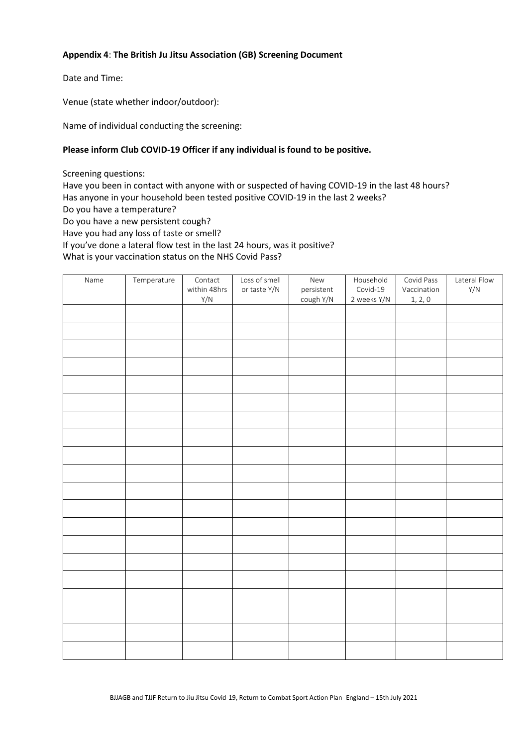**Appendix 4**: **The British Ju Jitsu Association (GB) Screening Document**

Date and Time:

Venue (state whether indoor/outdoor):

Name of individual conducting the screening:

**Please inform Club COVID-19 Officer if any individual is found to be positive.**

Screening questions:

Have you been in contact with anyone with or suspected of having COVID-19 in the last 48 hours?
Has anyone in your household been tested positive COVID-19 in the last 2 weeks?
Do you have a temperature?
Do you have a new persistent cough?
Have you had any loss of taste or smell?
If you've done a lateral flow test in the last 24 hours, was it positive?
What is your vaccination status on the NHS Covid Pass?

| Name | Temperature | Contact within 48hrs Y/N | Loss of smell or taste Y/N | New persistent cough Y/N | Household Covid-19 2 weeks Y/N | Covid Pass Vaccination 1, 2, 0 | Lateral Flow Y/N |
|---|---|---|---|---|---|---|---|
| | | | | | | | |
| | | | | | | | |
| | | | | | | | |
| | | | | | | | |
| | | | | | | | |
| | | | | | | | |
| | | | | | | | |
| | | | | | | | |
| | | | | | | | |
| | | | | | | | |
| | | | | | | | |
| | | | | | | | |
| | | | | | | | |
| | | | | | | | |
| | | | | | | | |
| | | | | | | | |
| | | | | | | | |
| | | | | | | | |
| | | | | | | | |
| | | | | | | | |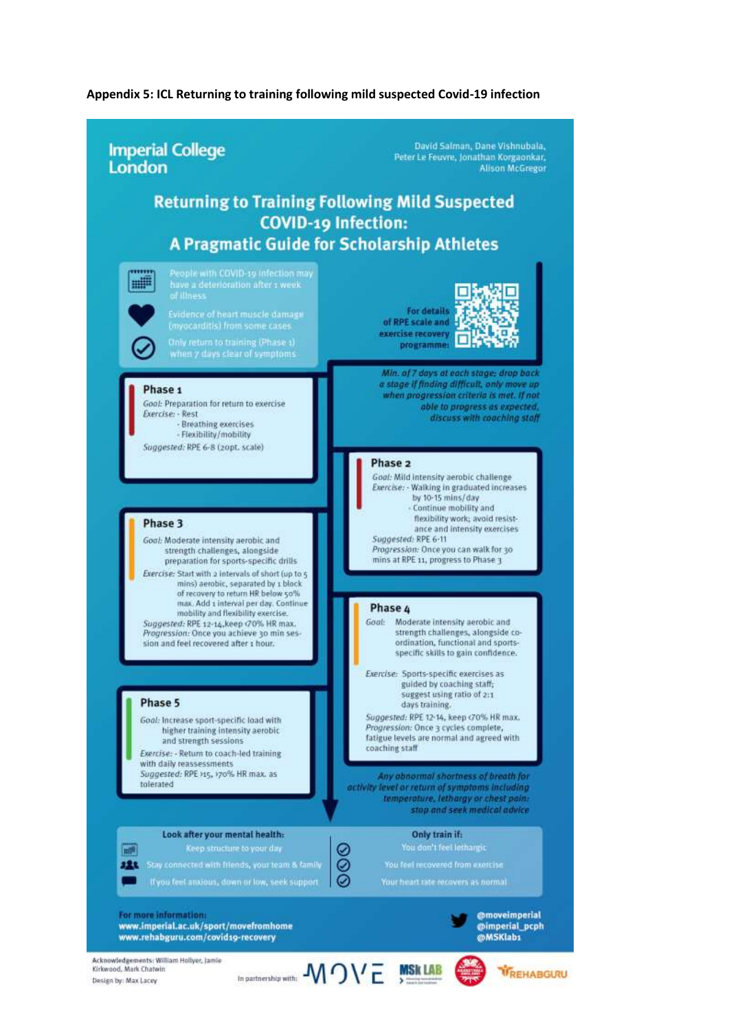**Appendix 5: ICL Returning to training following mild suspected Covid-19 infection**

Imperial College London

David Salman, Dane Vishnubala, Peter Le Feuvre, Jonathan Korgaonkar, Alison McGregor

# Returning to Training Following Mild Suspected COVID-19 Infection: A Pragmatic Guide for Scholarship Athletes

- People with COVID-19 infection may have a deterioration after 1 week of illness
- Evidence of heart muscle damage (myocarditis) from some cases
- Only return to training (Phase 1) when 7 days clear of symptoms

For details of RPE scale and exercise recovery programme:

*Min. of 7 days at each stage; drop back a stage if finding difficult, only move up when progression criteria is met. If not able to progress as expected, discuss with coaching staff*

## Phase 1

*Goal:* Preparation for return to exercise

*Exercise:*
- Rest
- Breathing exercises
- Flexibility/mobility

*Suggested:* RPE 6-8 (20pt. scale)

## Phase 2

*Goal:* Mild intensity aerobic challenge

*Exercise:*
- Walking in graduated increases by 10-15 mins/day
- Continue mobility and flexibility work; avoid resistance and intensity exercises

*Suggested:* RPE 6-11

*Progression:* Once you can walk for 30 mins at RPE 11, progress to Phase 3

## Phase 3

*Goal:* Moderate intensity aerobic and strength challenges, alongside preparation for sports-specific drills

*Exercise:* Start with 2 intervals of short (up to 5 mins) aerobic, separated by 1 block of recovery to return HR below 50% max. Add 1 interval per day. Continue mobility and flexibility exercise.

*Suggested:* RPE 12-14, keep <70% HR max.

*Progression:* Once you achieve 30 min session and feel recovered after 1 hour.

## Phase 4

*Goal:* Moderate intensity aerobic and strength challenges, alongside co-ordination, functional and sports-specific skills to gain confidence.

*Exercise:* Sports-specific exercises as guided by coaching staff; suggest using ratio of 2:1 days training.

*Suggested:* RPE 12-14, keep <70% HR max.

*Progression:* Once 3 cycles complete, fatigue levels are normal and agreed with coaching staff

## Phase 5

*Goal:* Increase sport-specific load with higher training intensity aerobic and strength sessions

*Exercise:*
- Return to coach-led training with daily reassessments

*Suggested:* RPE >15, >70% HR max. as tolerated

*Any abnormal shortness of breath for activity level or return of symptoms including temperature, lethargy or chest pain: stop and seek medical advice*

**Look after your mental health:**
- Keep structure to your day
- Stay connected with friends, your team & family
- If you feel anxious, down or low, seek support

**Only train if:**
- You don't feel lethargic
- You feel recovered from exercise
- Your heart rate recovers as normal

**For more information:**
www.imperial.ac.uk/sport/movefromhome
www.rehabguru.com/covid19-recovery

@moveimperial
@imperial_pcph
@MSKlab1

Acknowledgements: William Hollyer, Jamie Kirkwood, Mark Chatwin
Design by: Max Lacey

In partnership with: MOVE, MSk LAB, REHABGURU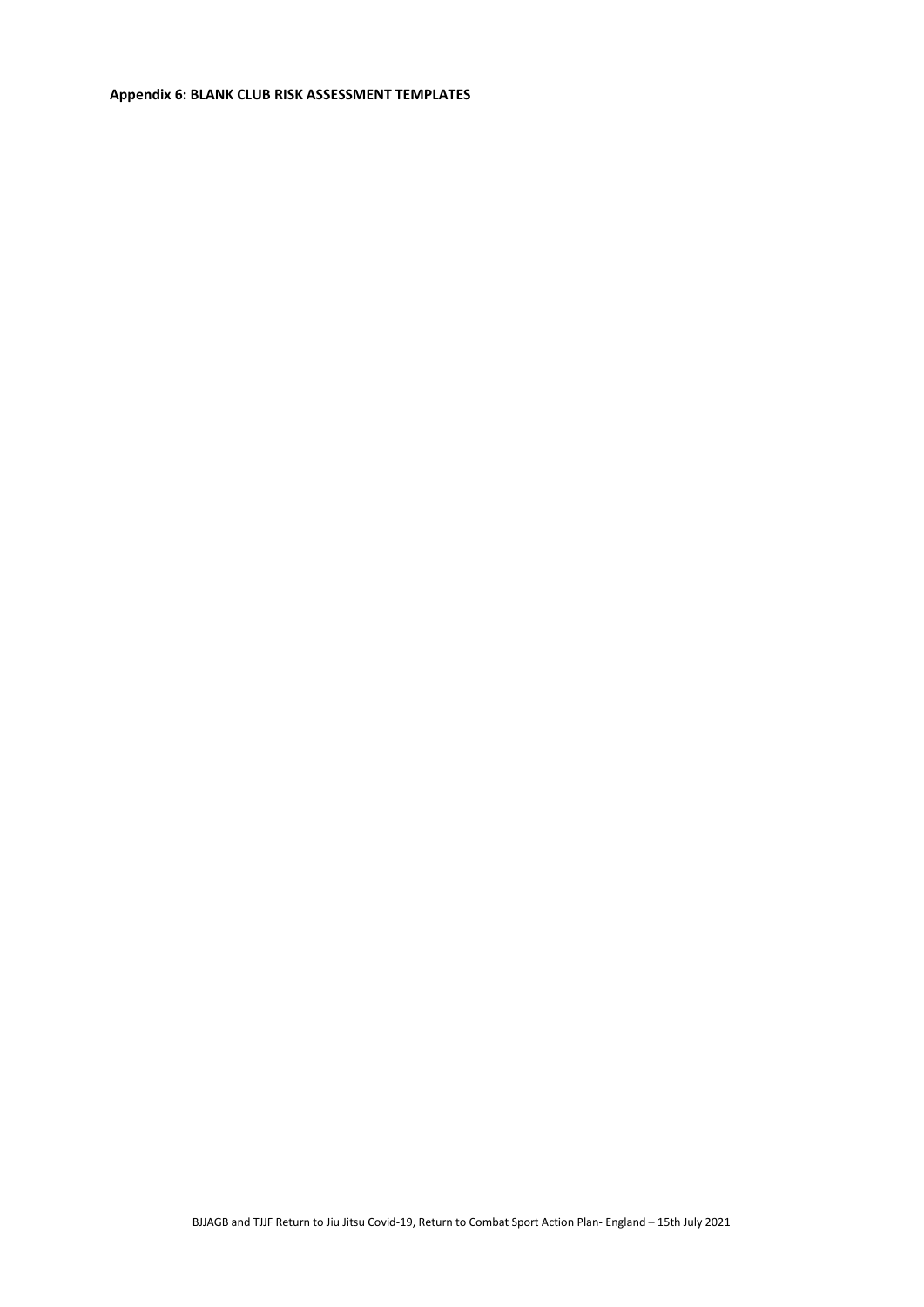**Appendix 6: BLANK CLUB RISK ASSESSMENT TEMPLATES**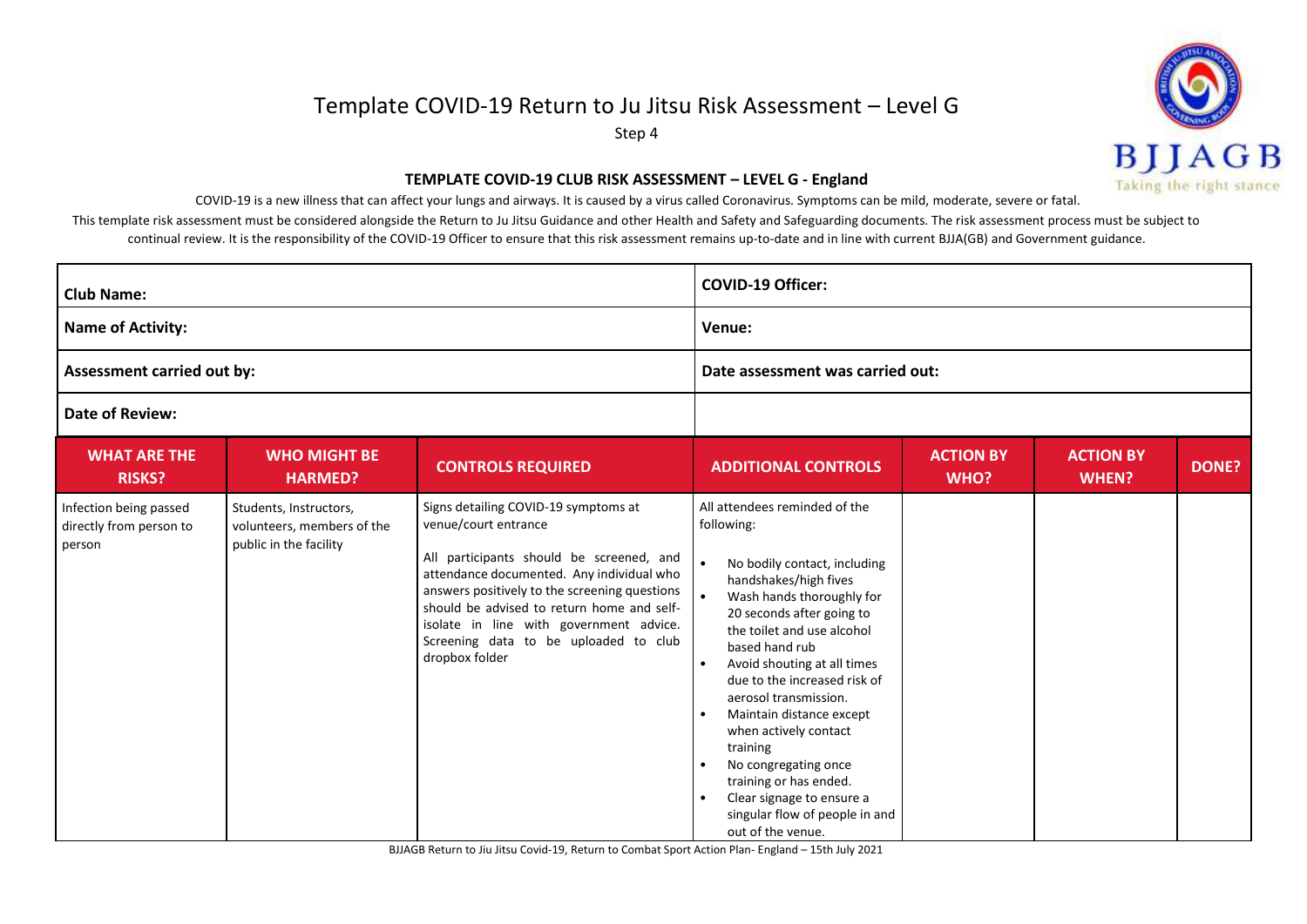# Template COVID-19 Return to Ju Jitsu Risk Assessment – Level G

Step 4

**TEMPLATE COVID-19 CLUB RISK ASSESSMENT – LEVEL G - England**

COVID-19 is a new illness that can affect your lungs and airways. It is caused by a virus called Coronavirus. Symptoms can be mild, moderate, severe or fatal.

This template risk assessment must be considered alongside the Return to Ju Jitsu Guidance and other Health and Safety and Safeguarding documents. The risk assessment process must be subject to continual review. It is the responsibility of the COVID-19 Officer to ensure that this risk assessment remains up-to-date and in line with current BJJA(GB) and Government guidance.

| | |
|---|---|
| **Club Name:** | **COVID-19 Officer:** |
| **Name of Activity:** | **Venue:** |
| **Assessment carried out by:** | **Date assessment was carried out:** |
| **Date of Review:** | |

| WHAT ARE THE RISKS? | WHO MIGHT BE HARMED? | CONTROLS REQUIRED | ADDITIONAL CONTROLS | ACTION BY WHO? | ACTION BY WHEN? | DONE? |
|---|---|---|---|---|---|---|
| Infection being passed directly from person to person | Students, Instructors, volunteers, members of the public in the facility | Signs detailing COVID-19 symptoms at venue/court entrance<br><br>All participants should be screened, and attendance documented. Any individual who answers positively to the screening questions should be advised to return home and self-isolate in line with government advice. Screening data to be uploaded to club dropbox folder | All attendees reminded of the following:<br>• No bodily contact, including handshakes/high fives<br>• Wash hands thoroughly for 20 seconds after going to the toilet and use alcohol based hand rub<br>• Avoid shouting at all times due to the increased risk of aerosol transmission.<br>• Maintain distance except when actively contact training<br>• No congregating once training or has ended.<br>• Clear signage to ensure a singular flow of people in and out of the venue. | | | |

BJJAGB Return to Jiu Jitsu Covid-19, Return to Combat Sport Action Plan- England – 15th July 2021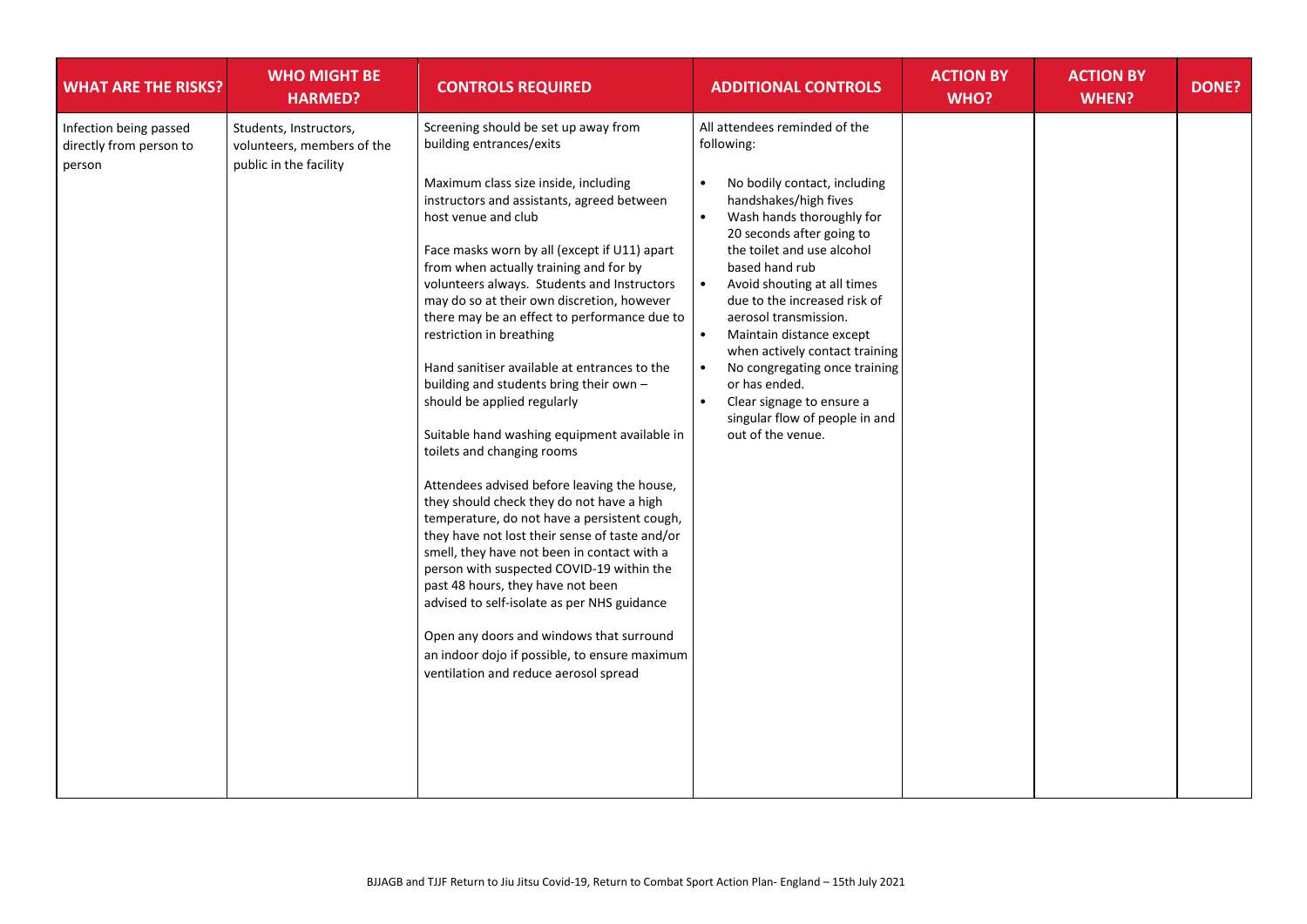| WHAT ARE THE RISKS? | WHO MIGHT BE HARMED? | CONTROLS REQUIRED | ADDITIONAL CONTROLS | ACTION BY WHO? | ACTION BY WHEN? | DONE? |
|---|---|---|---|---|---|---|
| Infection being passed directly from person to person | Students, Instructors, volunteers, members of the public in the facility | Screening should be set up away from building entrances/exits<br><br>Maximum class size inside, including instructors and assistants, agreed between host venue and club<br><br>Face masks worn by all (except if U11) apart from when actually training and for by volunteers always. Students and Instructors may do so at their own discretion, however there may be an effect to performance due to restriction in breathing<br><br>Hand sanitiser available at entrances to the building and students bring their own – should be applied regularly<br><br>Suitable hand washing equipment available in toilets and changing rooms<br><br>Attendees advised before leaving the house, they should check they do not have a high temperature, do not have a persistent cough, they have not lost their sense of taste and/or smell, they have not been in contact with a person with suspected COVID-19 within the past 48 hours, they have not been advised to self-isolate as per NHS guidance<br><br>Open any doors and windows that surround an indoor dojo if possible, to ensure maximum ventilation and reduce aerosol spread | All attendees reminded of the following:<br><br>• No bodily contact, including handshakes/high fives<br>• Wash hands thoroughly for 20 seconds after going to the toilet and use alcohol based hand rub<br>• Avoid shouting at all times due to the increased risk of aerosol transmission.<br>• Maintain distance except when actively contact training<br>• No congregating once training or has ended.<br>• Clear signage to ensure a singular flow of people in and out of the venue. | | | |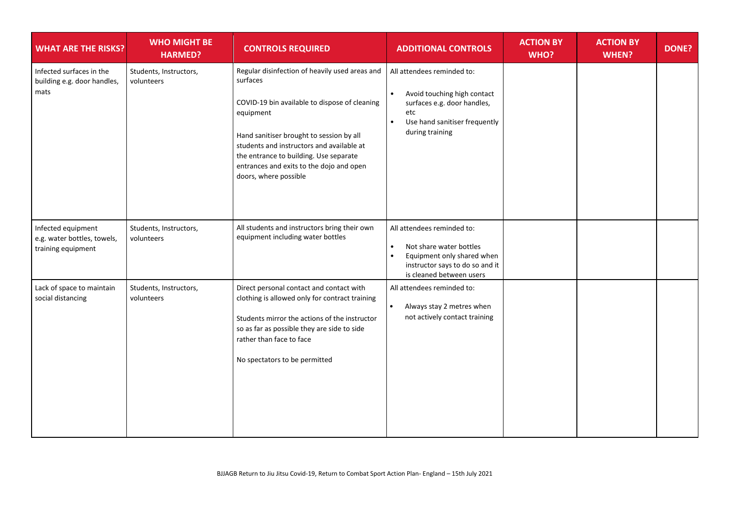| WHAT ARE THE RISKS? | WHO MIGHT BE HARMED? | CONTROLS REQUIRED | ADDITIONAL CONTROLS | ACTION BY WHO? | ACTION BY WHEN? | DONE? |
|---|---|---|---|---|---|---|
| Infected surfaces in the building e.g. door handles, mats | Students, Instructors, volunteers | Regular disinfection of heavily used areas and surfaces<br><br>COVID-19 bin available to dispose of cleaning equipment<br><br>Hand sanitiser brought to session by all students and instructors and available at the entrance to building. Use separate entrances and exits to the dojo and open doors, where possible | All attendees reminded to:<br>• Avoid touching high contact surfaces e.g. door handles, etc<br>• Use hand sanitiser frequently during training | | | |
| Infected equipment e.g. water bottles, towels, training equipment | Students, Instructors, volunteers | All students and instructors bring their own equipment including water bottles | All attendees reminded to:<br>• Not share water bottles<br>• Equipment only shared when instructor says to do so and it is cleaned between users | | | |
| Lack of space to maintain social distancing | Students, Instructors, volunteers | Direct personal contact and contact with clothing is allowed only for contract training<br><br>Students mirror the actions of the instructor so as far as possible they are side to side rather than face to face<br><br>No spectators to be permitted | All attendees reminded to:<br>• Always stay 2 metres when not actively contact training | | | |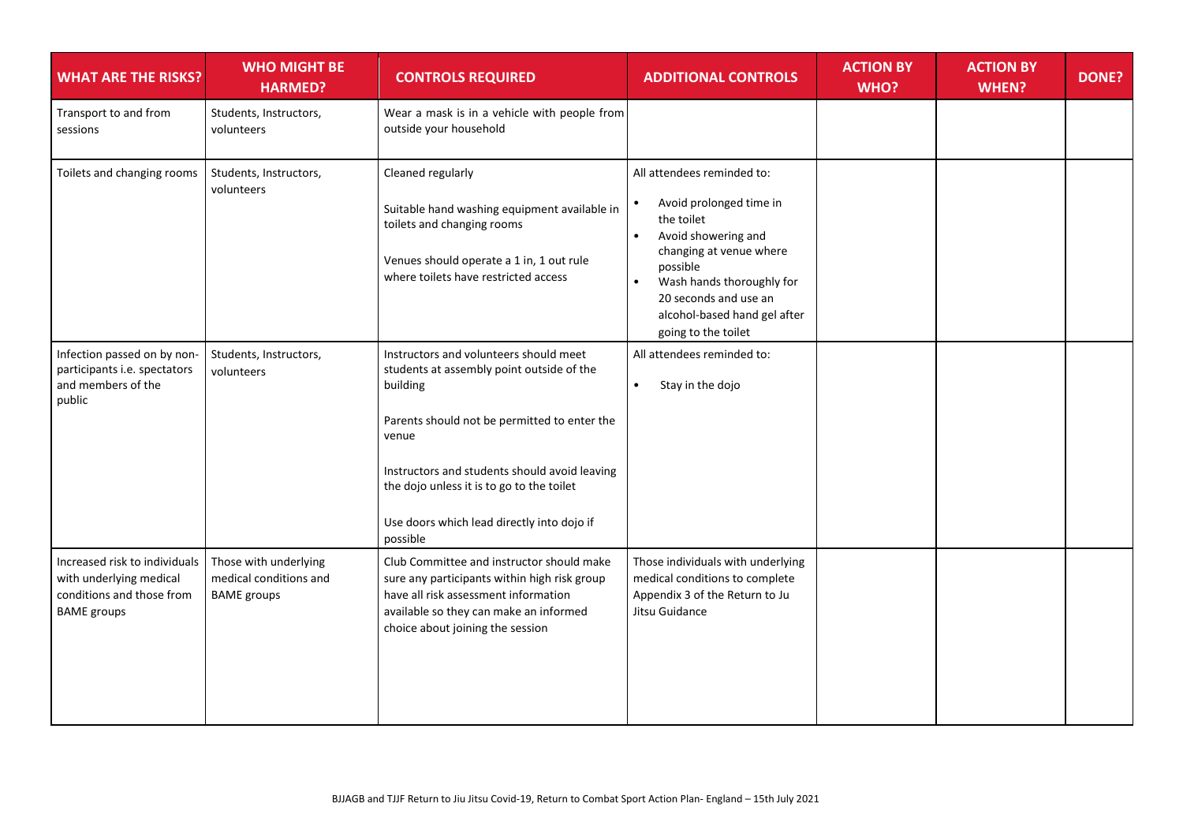| WHAT ARE THE RISKS? | WHO MIGHT BE HARMED? | CONTROLS REQUIRED | ADDITIONAL CONTROLS | ACTION BY WHO? | ACTION BY WHEN? | DONE? |
|---|---|---|---|---|---|---|
| Transport to and from sessions | Students, Instructors, volunteers | Wear a mask is in a vehicle with people from outside your household | | | | |
| Toilets and changing rooms | Students, Instructors, volunteers | Cleaned regularly<br><br>Suitable hand washing equipment available in toilets and changing rooms<br><br>Venues should operate a 1 in, 1 out rule where toilets have restricted access | All attendees reminded to:<br>• Avoid prolonged time in the toilet<br>• Avoid showering and changing at venue where possible<br>• Wash hands thoroughly for 20 seconds and use an alcohol-based hand gel after going to the toilet | | | |
| Infection passed on by non-participants i.e. spectators and members of the public | Students, Instructors, volunteers | Instructors and volunteers should meet students at assembly point outside of the building<br><br>Parents should not be permitted to enter the venue<br><br>Instructors and students should avoid leaving the dojo unless it is to go to the toilet<br><br>Use doors which lead directly into dojo if possible | All attendees reminded to:<br>• Stay in the dojo | | | |
| Increased risk to individuals with underlying medical conditions and those from BAME groups | Those with underlying medical conditions and BAME groups | Club Committee and instructor should make sure any participants within high risk group have all risk assessment information available so they can make an informed choice about joining the session | Those individuals with underlying medical conditions to complete Appendix 3 of the Return to Ju Jitsu Guidance | | | |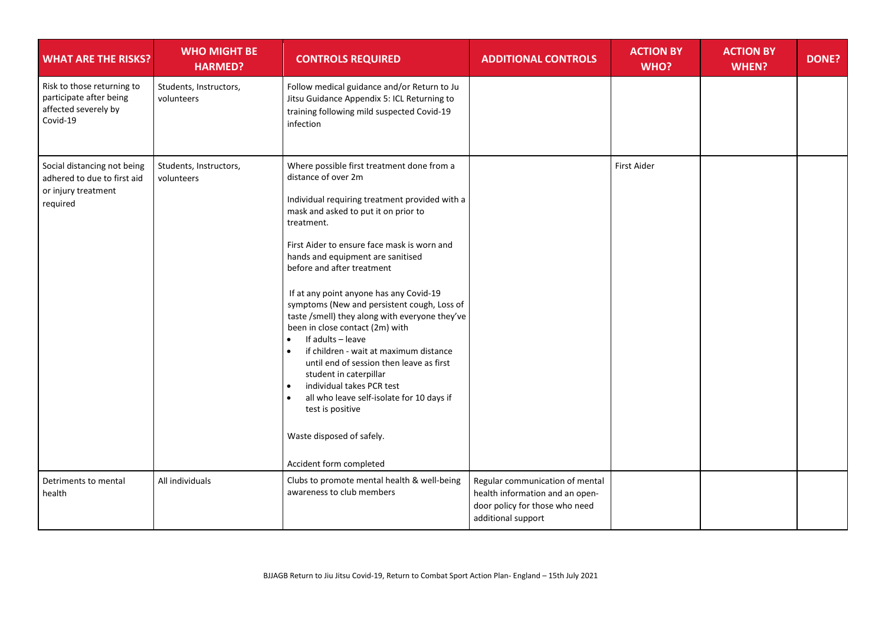| WHAT ARE THE RISKS? | WHO MIGHT BE HARMED? | CONTROLS REQUIRED | ADDITIONAL CONTROLS | ACTION BY WHO? | ACTION BY WHEN? | DONE? |
|---|---|---|---|---|---|---|
| Risk to those returning to participate after being affected severely by Covid-19 | Students, Instructors, volunteers | Follow medical guidance and/or Return to Ju Jitsu Guidance Appendix 5: ICL Returning to training following mild suspected Covid-19 infection | | | | |
| Social distancing not being adhered to due to first aid or injury treatment required | Students, Instructors, volunteers | Where possible first treatment done from a distance of over 2m<br><br>Individual requiring treatment provided with a mask and asked to put it on prior to treatment.<br><br>First Aider to ensure face mask is worn and hands and equipment are sanitised before and after treatment<br><br>If at any point anyone has any Covid-19 symptoms (New and persistent cough, Loss of taste /smell) they along with everyone they've been in close contact (2m) with<br>• If adults – leave<br>• if children - wait at maximum distance until end of session then leave as first student in caterpillar<br>• individual takes PCR test<br>• all who leave self-isolate for 10 days if test is positive<br><br>Waste disposed of safely.<br><br>Accident form completed | | First Aider | | |
| Detriments to mental health | All individuals | Clubs to promote mental health & well-being awareness to club members | Regular communication of mental health information and an open-door policy for those who need additional support | | | |

BJJAGB Return to Jiu Jitsu Covid-19, Return to Combat Sport Action Plan- England – 15th July 2021